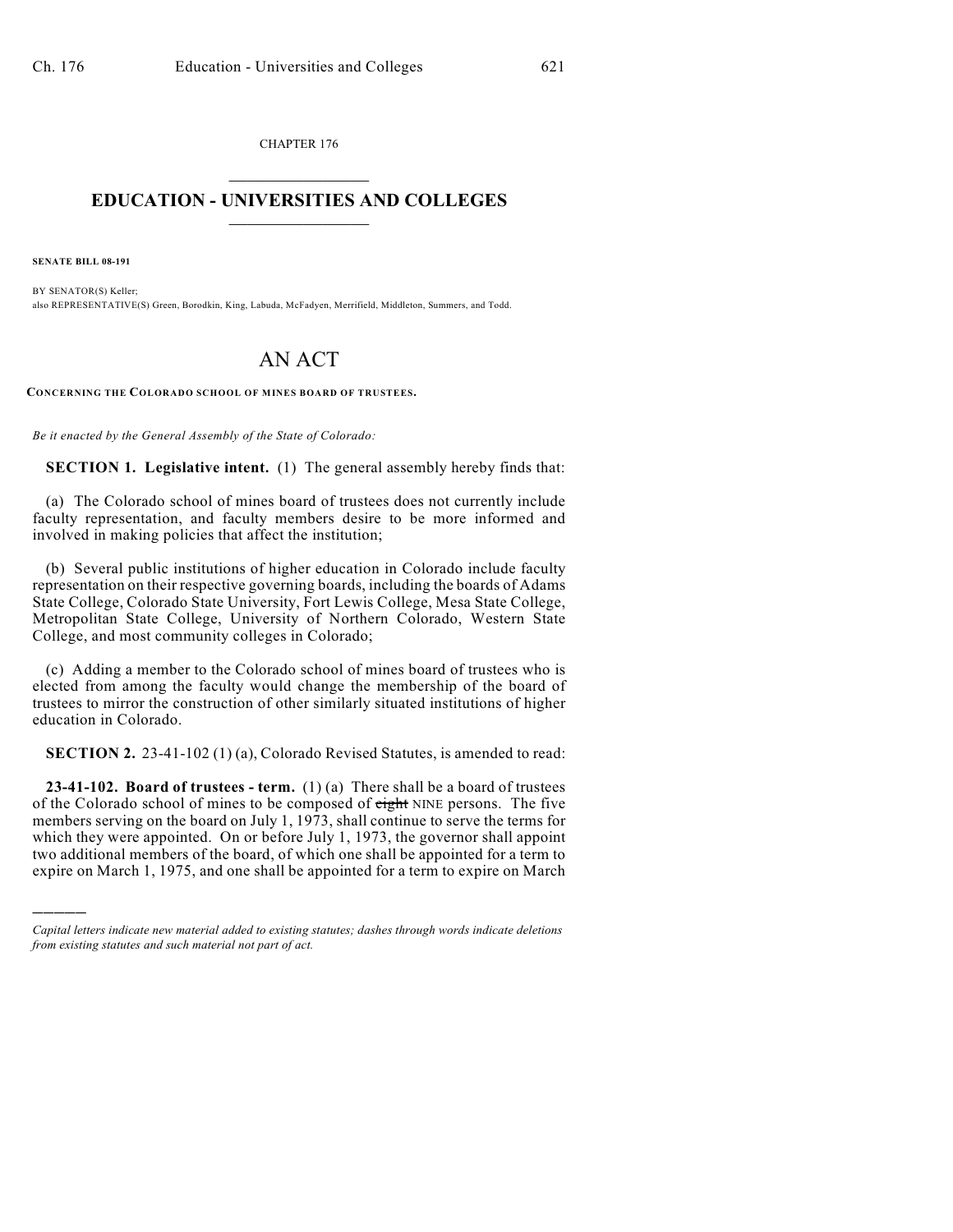CHAPTER 176

# EDUCATION - UNIVERSITIES AND COLLEGES

**SENATE BILL 08-191**

BY SENATOR(S) Keller;
also REPRESENTATIVE(S) Green, Borodkin, King, Labuda, McFadyen, Merrifield, Middleton, Summers, and Todd.

# AN ACT

**CONCERNING THE COLORADO SCHOOL OF MINES BOARD OF TRUSTEES.**

*Be it enacted by the General Assembly of the State of Colorado:*

**SECTION 1. Legislative intent.** (1) The general assembly hereby finds that:

(a) The Colorado school of mines board of trustees does not currently include faculty representation, and faculty members desire to be more informed and involved in making policies that affect the institution;

(b) Several public institutions of higher education in Colorado include faculty representation on their respective governing boards, including the boards of Adams State College, Colorado State University, Fort Lewis College, Mesa State College, Metropolitan State College, University of Northern Colorado, Western State College, and most community colleges in Colorado;

(c) Adding a member to the Colorado school of mines board of trustees who is elected from among the faculty would change the membership of the board of trustees to mirror the construction of other similarly situated institutions of higher education in Colorado.

**SECTION 2.** 23-41-102 (1) (a), Colorado Revised Statutes, is amended to read:

**23-41-102. Board of trustees - term.** (1) (a) There shall be a board of trustees of the Colorado school of mines to be composed of ~~eight~~ NINE persons. The five members serving on the board on July 1, 1973, shall continue to serve the terms for which they were appointed. On or before July 1, 1973, the governor shall appoint two additional members of the board, of which one shall be appointed for a term to expire on March 1, 1975, and one shall be appointed for a term to expire on March

*Capital letters indicate new material added to existing statutes; dashes through words indicate deletions from existing statutes and such material not part of act.*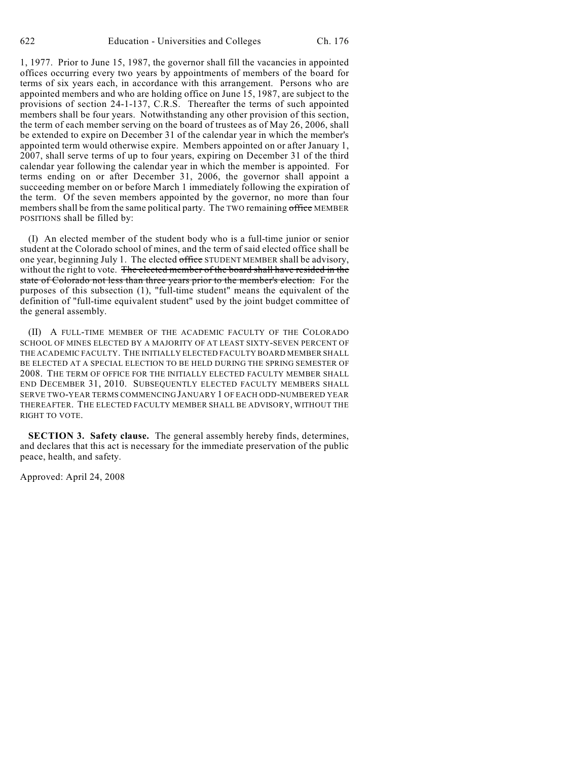1, 1977. Prior to June 15, 1987, the governor shall fill the vacancies in appointed offices occurring every two years by appointments of members of the board for terms of six years each, in accordance with this arrangement. Persons who are appointed members and who are holding office on June 15, 1987, are subject to the provisions of section 24-1-137, C.R.S. Thereafter the terms of such appointed members shall be four years. Notwithstanding any other provision of this section, the term of each member serving on the board of trustees as of May 26, 2006, shall be extended to expire on December 31 of the calendar year in which the member's appointed term would otherwise expire. Members appointed on or after January 1, 2007, shall serve terms of up to four years, expiring on December 31 of the third calendar year following the calendar year in which the member is appointed. For terms ending on or after December 31, 2006, the governor shall appoint a succeeding member on or before March 1 immediately following the expiration of the term. Of the seven members appointed by the governor, no more than four members shall be from the same political party. The TWO remaining ~~office~~ MEMBER POSITIONS shall be filled by:

(I) An elected member of the student body who is a full-time junior or senior student at the Colorado school of mines, and the term of said elected office shall be one year, beginning July 1. The elected ~~office~~ STUDENT MEMBER shall be advisory, without the right to vote. ~~The elected member of the board shall have resided in the state of Colorado not less than three years prior to the member's election.~~ For the purposes of this subsection (1), "full-time student" means the equivalent of the definition of "full-time equivalent student" used by the joint budget committee of the general assembly.

(II) A FULL-TIME MEMBER OF THE ACADEMIC FACULTY OF THE COLORADO SCHOOL OF MINES ELECTED BY A MAJORITY OF AT LEAST SIXTY-SEVEN PERCENT OF THE ACADEMIC FACULTY. THE INITIALLY ELECTED FACULTY BOARD MEMBER SHALL BE ELECTED AT A SPECIAL ELECTION TO BE HELD DURING THE SPRING SEMESTER OF 2008. THE TERM OF OFFICE FOR THE INITIALLY ELECTED FACULTY MEMBER SHALL END DECEMBER 31, 2010. SUBSEQUENTLY ELECTED FACULTY MEMBERS SHALL SERVE TWO-YEAR TERMS COMMENCING JANUARY 1 OF EACH ODD-NUMBERED YEAR THEREAFTER. THE ELECTED FACULTY MEMBER SHALL BE ADVISORY, WITHOUT THE RIGHT TO VOTE.

**SECTION 3. Safety clause.** The general assembly hereby finds, determines, and declares that this act is necessary for the immediate preservation of the public peace, health, and safety.

Approved: April 24, 2008